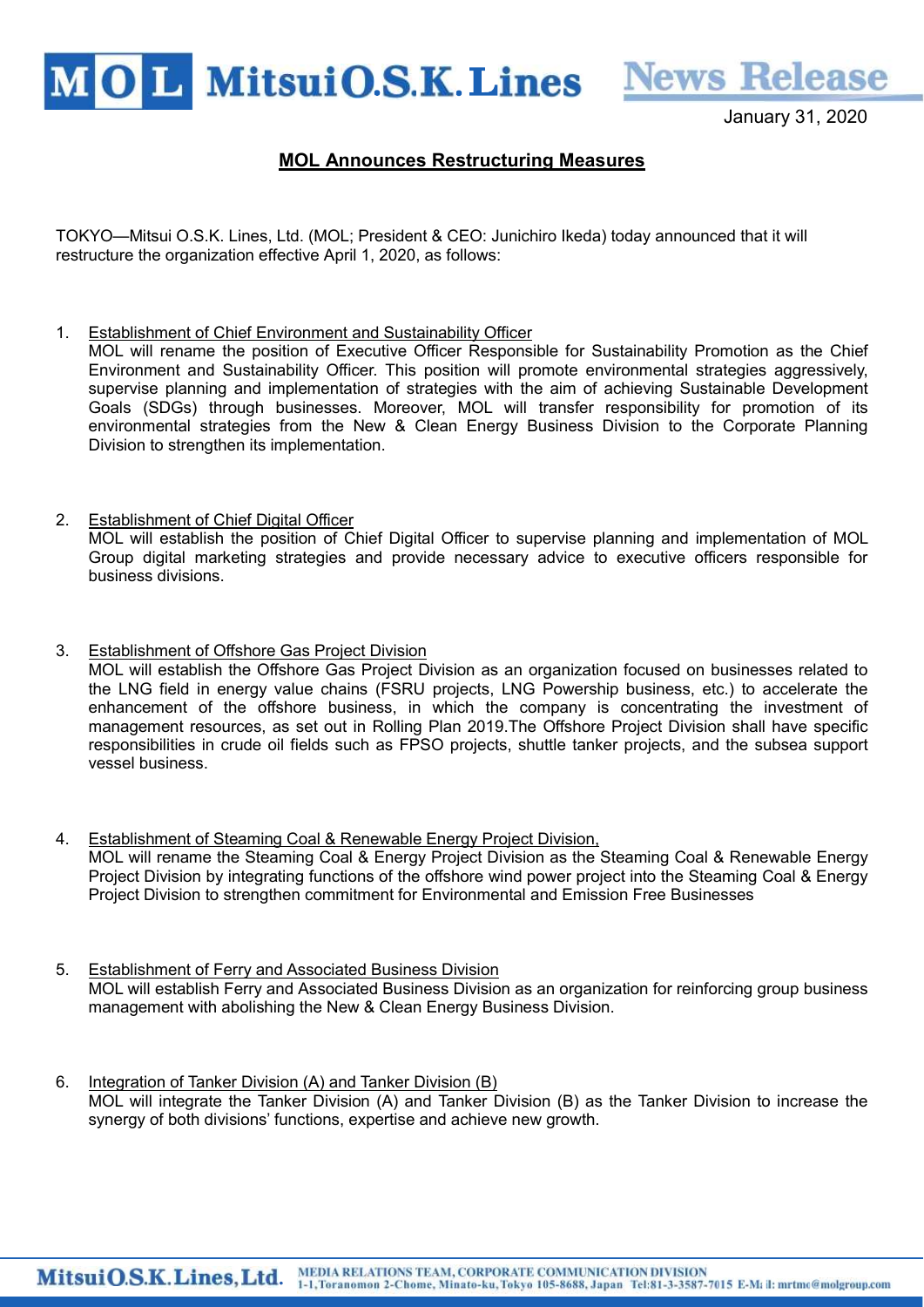January 31, 2020

# MOL Announces Restructuring Measures

TOKYO—Mitsui O.S.K. Lines, Ltd. (MOL; President & CEO: Junichiro Ikeda) today announced that it will restructure the organization effective April 1, 2020, as follows:

1. Establishment of Chief Environment and Sustainability Officer
   MOL will rename the position of Executive Officer Responsible for Sustainability Promotion as the Chief Environment and Sustainability Officer. This position will promote environmental strategies aggressively, supervise planning and implementation of strategies with the aim of achieving Sustainable Development Goals (SDGs) through businesses. Moreover, MOL will transfer responsibility for promotion of its environmental strategies from the New & Clean Energy Business Division to the Corporate Planning Division to strengthen its implementation.

2. Establishment of Chief Digital Officer
   MOL will establish the position of Chief Digital Officer to supervise planning and implementation of MOL Group digital marketing strategies and provide necessary advice to executive officers responsible for business divisions.

3. Establishment of Offshore Gas Project Division
   MOL will establish the Offshore Gas Project Division as an organization focused on businesses related to the LNG field in energy value chains (FSRU projects, LNG Powership business, etc.) to accelerate the enhancement of the offshore business, in which the company is concentrating the investment of management resources, as set out in Rolling Plan 2019.The Offshore Project Division shall have specific responsibilities in crude oil fields such as FPSO projects, shuttle tanker projects, and the subsea support vessel business.

4. Establishment of Steaming Coal & Renewable Energy Project Division,
   MOL will rename the Steaming Coal & Energy Project Division as the Steaming Coal & Renewable Energy Project Division by integrating functions of the offshore wind power project into the Steaming Coal & Energy Project Division to strengthen commitment for Environmental and Emission Free Businesses

5. Establishment of Ferry and Associated Business Division
   MOL will establish Ferry and Associated Business Division as an organization for reinforcing group business management with abolishing the New & Clean Energy Business Division.

6. Integration of Tanker Division (A) and Tanker Division (B)
   MOL will integrate the Tanker Division (A) and Tanker Division (B) as the Tanker Division to increase the synergy of both divisions' functions, expertise and achieve new growth.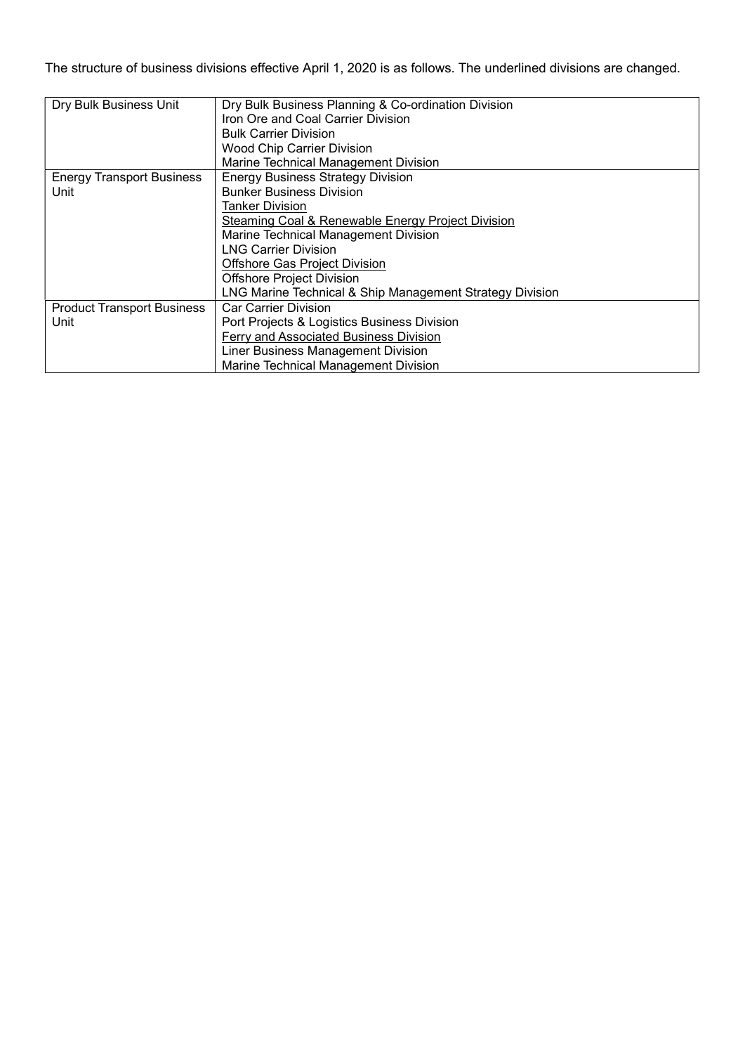The structure of business divisions effective April 1, 2020 is as follows. The underlined divisions are changed.

| | |
|---|---|
| Dry Bulk Business Unit | Dry Bulk Business Planning & Co-ordination Division<br>Iron Ore and Coal Carrier Division<br>Bulk Carrier Division<br>Wood Chip Carrier Division<br>Marine Technical Management Division |
| Energy Transport Business Unit | Energy Business Strategy Division<br>Bunker Business Division<br><u>Tanker Division</u><br><u>Steaming Coal & Renewable Energy Project Division</u><br>Marine Technical Management Division<br>LNG Carrier Division<br><u>Offshore Gas Project Division</u><br>Offshore Project Division<br>LNG Marine Technical & Ship Management Strategy Division |
| Product Transport Business Unit | Car Carrier Division<br>Port Projects & Logistics Business Division<br><u>Ferry and Associated Business Division</u><br>Liner Business Management Division<br>Marine Technical Management Division |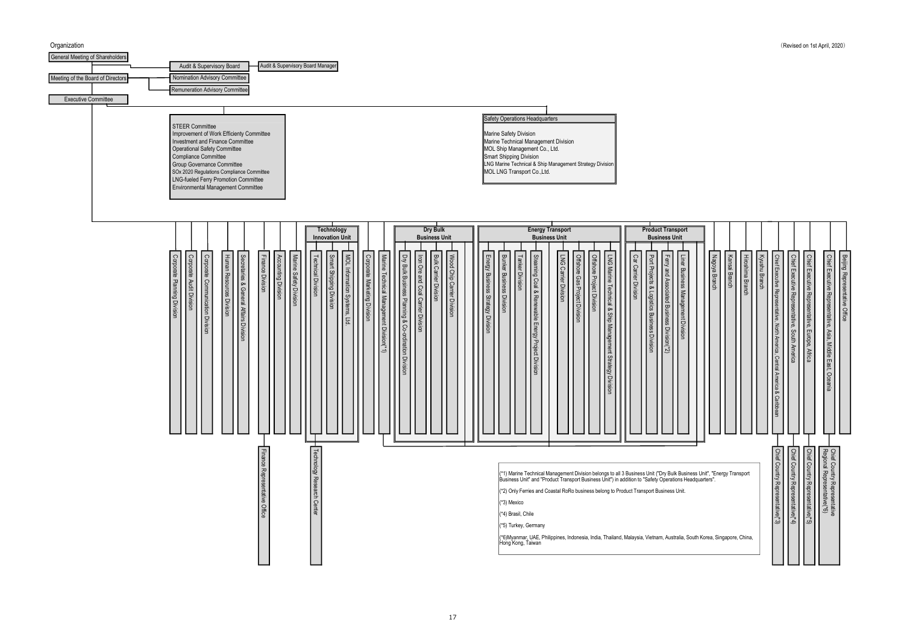# Organization

（Revised on 1st April, 2020）

- General Meeting of Shareholders
  - Audit & Supervisory Board
    - Audit & Supervisory Board Manager
- Meeting of the Board of Directors
  - Nomination Advisory Committee
  - Remuneration Advisory Committee
- Executive Committee

**Committees**

- STEER Committee
- Improvement of Work Efficiency Committee
- Investment and Finance Committee
- Operational Safety Committee
- Compliance Committee
- Group Governance Committee
- SOx 2020 Regulations Compliance Committee
- LNG-fueled Ferry Promotion Committee
- Environmental Management Committee

**Safety Operations Headquarters**

- Marine Safety Division
- Marine Technical Management Division
- MOL Ship Management Co., Ltd.
- Smart Shipping Division
- LNG Marine Technical & Ship Management Strategy Division
- MOL LNG Transport Co.,Ltd.

**Divisions**

- Corporate Planning Division
- Corporate Audit Division
- Corporate Communication Division
- Human Resources Division
- Secretaries & General Affairs Division
- Finance Division
  - Finance Representative Office
- Accounting Division
- Marine Safety Division

**Technology Innovation Unit**

- Technical Division
  - Technology Research Center
- Smart Shipping Division
- MOL Information Systems, Ltd.

- Corporate Marketing Division
- Marine Technical Management Division(*1)

**Dry Bulk Business Unit**

- Dry Bulk Business Planning & Co-ordination Division
- Iron Ore and Coal Carrier Division
- Bulk Carrier Division
- Wood Chip Carrier Division

**Energy Transport Business Unit**

- Energy Business Strategy Division
- Bunker Business Division
- Tanker Division
- Steaming Coal & Renewable Energy Project Division
- LNG Carrier Division
- Offshore Gas Project Division
- Offshore Project Division
- LNG Marine Technical & Ship Management Strategy Division

**Product Transport Business Unit**

- Car Carrier Division
- Port Projects & Logistics Business Division
- Ferry and Associated Business Division(*2)
- Liner Business Management Division

**Branches and Representatives**

- Nagoya Branch
- Kansai Branch
- Hiroshima Branch
- Kyushu Branch
- Chief Executive Representative, North America, Central America & Caribbean
  - Chief Country Representative(*3)
- Chief Executive Representative, South America
  - Chief Country Representative(*4)
- Chief Executive Representative, Europe, Africa
  - Chief Country Representative(*5)
- Chief Executive Representative, Asia, Middle East, Oceania
  - Chief Country Representative Regional Representative(*6)
- Beijing Representative Office

(*1) Marine Technical Management Division belongs to all 3 Business Unit ("Dry Bulk Business Unit", "Energy Transport Business Unit" and "Product Transport Business Unit") in addition to "Safety Operations Headquarters".

(*2) Only Ferries and Coastal RoRo business belong to Product Transport Business Unit.

(*3) Mexico

(*4) Brasil, Chile

(*5) Turkey, Germany

(*6)Myanmar, UAE, Philippines, Indonesia, India, Thailand, Malaysia, Vietnam, Australia, South Korea, Singapore, China, Hong Kong, Taiwan